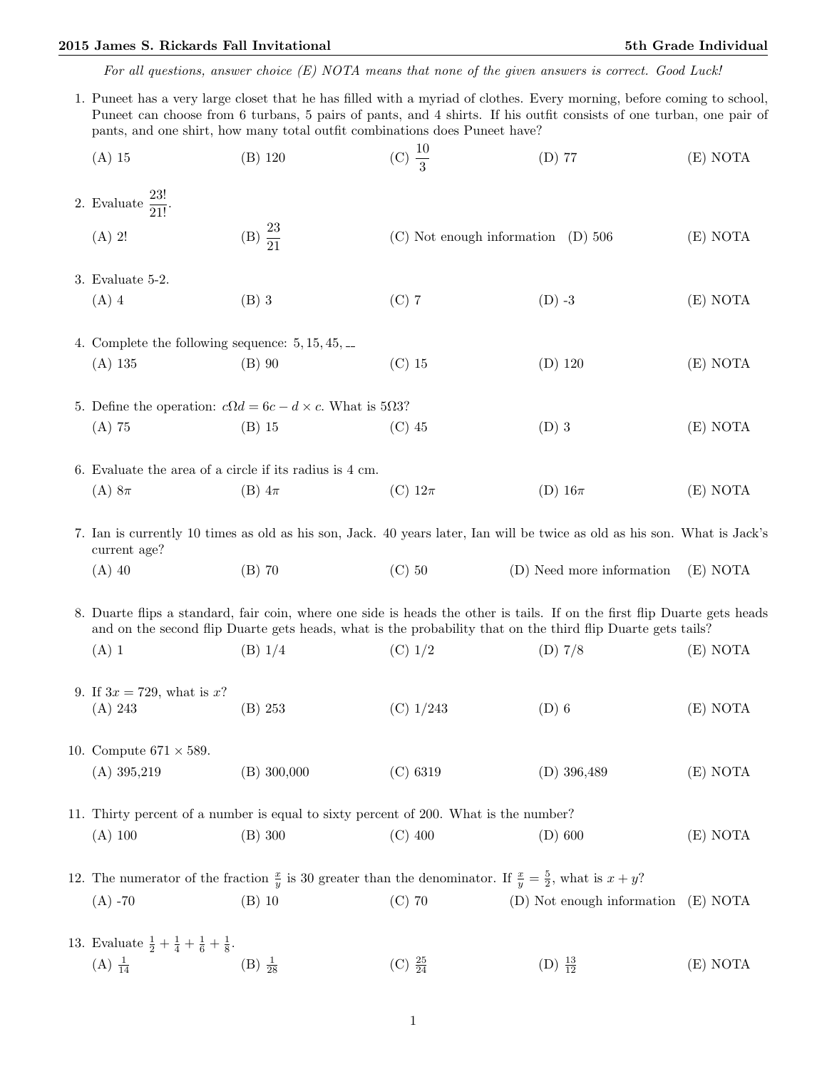*For all questions, answer choice (E) NOTA means that none of the given answers is correct. Good Luck!*

1. Puneet has a very large closet that he has filled with a myriad of clothes. Every morning, before coming to school, Puneet can choose from 6 turbans, 5 pairs of pants, and 4 shirts. If his outfit consists of one turban, one pair of pants, and one shirt, how many total outfit combinations does Puneet have?

   (A) 15 (B) 120 (C) $\frac{10}{3}$ (D) 77 (E) NOTA

2. Evaluate $\frac{23!}{21!}$.

   (A) 2! (B) $\frac{23}{21}$ (C) Not enough information (D) 506 (E) NOTA

3. Evaluate 5-2.

   (A) 4 (B) 3 (C) 7 (D) -3 (E) NOTA

4. Complete the following sequence: $5, 15, 45, \_\_$

   (A) 135 (B) 90 (C) 15 (D) 120 (E) NOTA

5. Define the operation: $c\Omega d = 6c - d \times c$. What is $5\Omega 3$?

   (A) 75 (B) 15 (C) 45 (D) 3 (E) NOTA

6. Evaluate the area of a circle if its radius is 4 cm.

   (A) $8\pi$ (B) $4\pi$ (C) $12\pi$ (D) $16\pi$ (E) NOTA

7. Ian is currently 10 times as old as his son, Jack. 40 years later, Ian will be twice as old as his son. What is Jack's current age?

   (A) 40 (B) 70 (C) 50 (D) Need more information (E) NOTA

8. Duarte flips a standard, fair coin, where one side is heads the other is tails. If on the first flip Duarte gets heads and on the second flip Duarte gets heads, what is the probability that on the third flip Duarte gets tails?

   (A) 1 (B) 1/4 (C) 1/2 (D) 7/8 (E) NOTA

9. If $3x = 729$, what is $x$?

   (A) 243 (B) 253 (C) 1/243 (D) 6 (E) NOTA

10. Compute $671 \times 589$.

    (A) 395,219 (B) 300,000 (C) 6319 (D) 396,489 (E) NOTA

11. Thirty percent of a number is equal to sixty percent of 200. What is the number?

    (A) 100 (B) 300 (C) 400 (D) 600 (E) NOTA

12. The numerator of the fraction $\frac{x}{y}$ is 30 greater than the denominator. If $\frac{x}{y} = \frac{5}{2}$, what is $x + y$?

    (A) -70 (B) 10 (C) 70 (D) Not enough information (E) NOTA

13. Evaluate $\frac{1}{2} + \frac{1}{4} + \frac{1}{6} + \frac{1}{8}$.

    (A) $\frac{1}{14}$ (B) $\frac{1}{28}$ (C) $\frac{25}{24}$ (D) $\frac{13}{12}$ (E) NOTA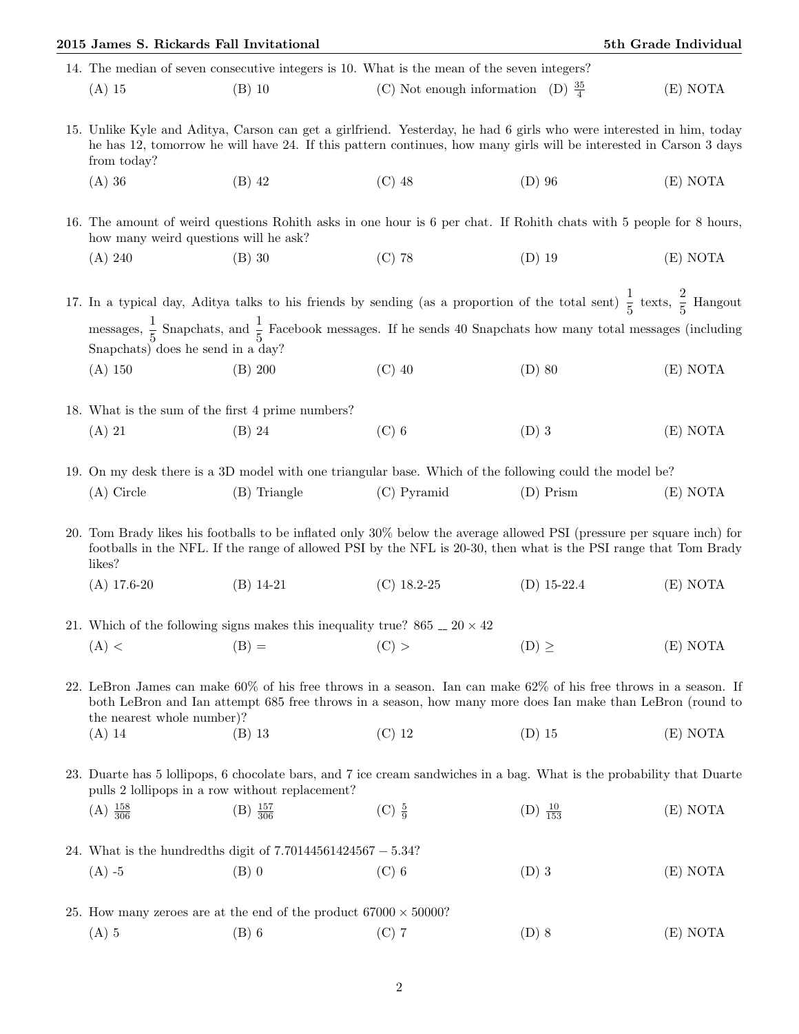14. The median of seven consecutive integers is 10. What is the mean of the seven integers?

(A) 15 (B) 10 (C) Not enough information (D) $\frac{35}{4}$ (E) NOTA

15. Unlike Kyle and Aditya, Carson can get a girlfriend. Yesterday, he had 6 girls who were interested in him, today he has 12, tomorrow he will have 24. If this pattern continues, how many girls will be interested in Carson 3 days from today?

(A) 36 (B) 42 (C) 48 (D) 96 (E) NOTA

16. The amount of weird questions Rohith asks in one hour is 6 per chat. If Rohith chats with 5 people for 8 hours, how many weird questions will he ask?

(A) 240 (B) 30 (C) 78 (D) 19 (E) NOTA

17. In a typical day, Aditya talks to his friends by sending (as a proportion of the total sent) $\frac{1}{5}$ texts, $\frac{2}{5}$ Hangout messages, $\frac{1}{5}$ Snapchats, and $\frac{1}{5}$ Facebook messages. If he sends 40 Snapchats how many total messages (including Snapchats) does he send in a day?

(A) 150 (B) 200 (C) 40 (D) 80 (E) NOTA

18. What is the sum of the first 4 prime numbers?

(A) 21 (B) 24 (C) 6 (D) 3 (E) NOTA

19. On my desk there is a 3D model with one triangular base. Which of the following could the model be?

(A) Circle (B) Triangle (C) Pyramid (D) Prism (E) NOTA

20. Tom Brady likes his footballs to be inflated only 30% below the average allowed PSI (pressure per square inch) for footballs in the NFL. If the range of allowed PSI by the NFL is 20-30, then what is the PSI range that Tom Brady likes?

(A) 17.6-20 (B) 14-21 (C) 18.2-25 (D) 15-22.4 (E) NOTA

21. Which of the following signs makes this inequality true? $865 \_\_ 20 \times 42$

(A) $<$ (B) $=$ (C) $>$ (D) $\geq$ (E) NOTA

22. LeBron James can make 60% of his free throws in a season. Ian can make 62% of his free throws in a season. If both LeBron and Ian attempt 685 free throws in a season, how many more does Ian make than LeBron (round to the nearest whole number)?

(A) 14 (B) 13 (C) 12 (D) 15 (E) NOTA

23. Duarte has 5 lollipops, 6 chocolate bars, and 7 ice cream sandwiches in a bag. What is the probability that Duarte pulls 2 lollipops in a row without replacement?

(A) $\frac{158}{306}$ (B) $\frac{157}{306}$ (C) $\frac{5}{9}$ (D) $\frac{10}{153}$ (E) NOTA

24. What is the hundredths digit of $7.70144561424567 - 5.34$?

(A) -5 (B) 0 (C) 6 (D) 3 (E) NOTA

25. How many zeroes are at the end of the product $67000 \times 50000$?

(A) 5 (B) 6 (C) 7 (D) 8 (E) NOTA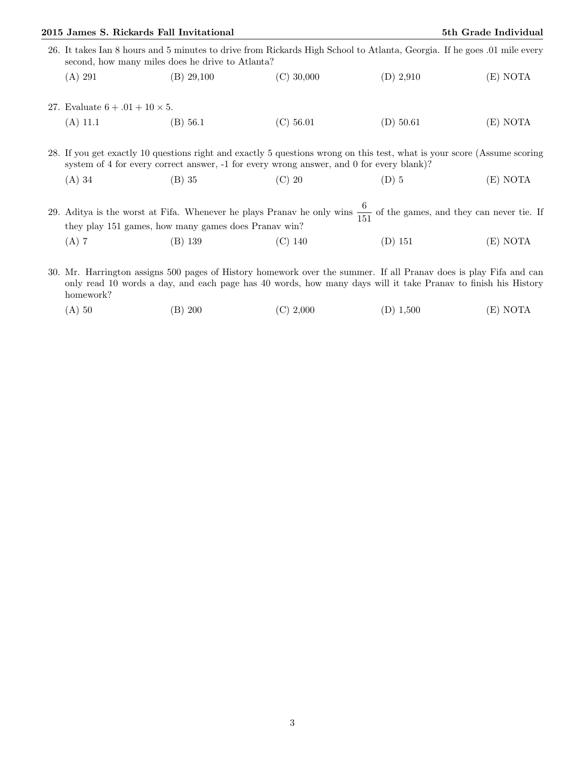26. It takes Ian 8 hours and 5 minutes to drive from Rickards High School to Atlanta, Georgia. If he goes .01 mile every second, how many miles does he drive to Atlanta?

    (A) 291 (B) 29,100 (C) 30,000 (D) 2,910 (E) NOTA

27. Evaluate $6 + .01 + 10 \times 5$.

    (A) 11.1 (B) 56.1 (C) 56.01 (D) 50.61 (E) NOTA

28. If you get exactly 10 questions right and exactly 5 questions wrong on this test, what is your score (Assume scoring system of 4 for every correct answer, -1 for every wrong answer, and 0 for every blank)?

    (A) 34 (B) 35 (C) 20 (D) 5 (E) NOTA

29. Aditya is the worst at Fifa. Whenever he plays Pranav he only wins $\frac{6}{151}$ of the games, and they can never tie. If they play 151 games, how many games does Pranav win?

    (A) 7 (B) 139 (C) 140 (D) 151 (E) NOTA

30. Mr. Harrington assigns 500 pages of History homework over the summer. If all Pranav does is play Fifa and can only read 10 words a day, and each page has 40 words, how many days will it take Pranav to finish his History homework?

    (A) 50 (B) 200 (C) 2,000 (D) 1,500 (E) NOTA